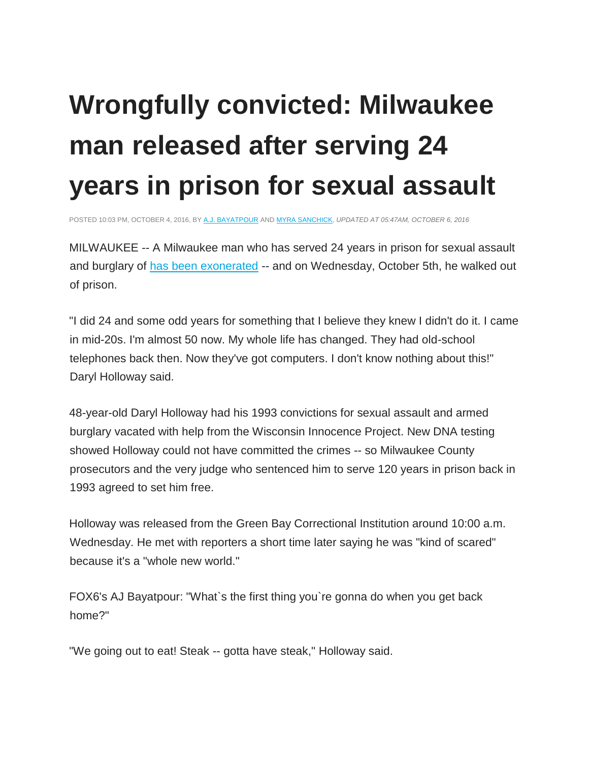# Wrongfully convicted: Milwaukee man released after serving 24 years in prison for sexual assault

POSTED 10:03 PM, OCTOBER 4, 2016, BY A.J. BAYATPOUR AND MYRA SANCHICK, *UPDATED AT 05:47AM, OCTOBER 6, 2016*

MILWAUKEE -- A Milwaukee man who has served 24 years in prison for sexual assault and burglary of has been exonerated -- and on Wednesday, October 5th, he walked out of prison.

"I did 24 and some odd years for something that I believe they knew I didn't do it. I came in mid-20s. I'm almost 50 now. My whole life has changed. They had old-school telephones back then. Now they've got computers. I don't know nothing about this!" Daryl Holloway said.

48-year-old Daryl Holloway had his 1993 convictions for sexual assault and armed burglary vacated with help from the Wisconsin Innocence Project. New DNA testing showed Holloway could not have committed the crimes -- so Milwaukee County prosecutors and the very judge who sentenced him to serve 120 years in prison back in 1993 agreed to set him free.

Holloway was released from the Green Bay Correctional Institution around 10:00 a.m. Wednesday. He met with reporters a short time later saying he was "kind of scared" because it's a "whole new world."

FOX6's AJ Bayatpour: "What`s the first thing you`re gonna do when you get back home?"

"We going out to eat! Steak -- gotta have steak," Holloway said.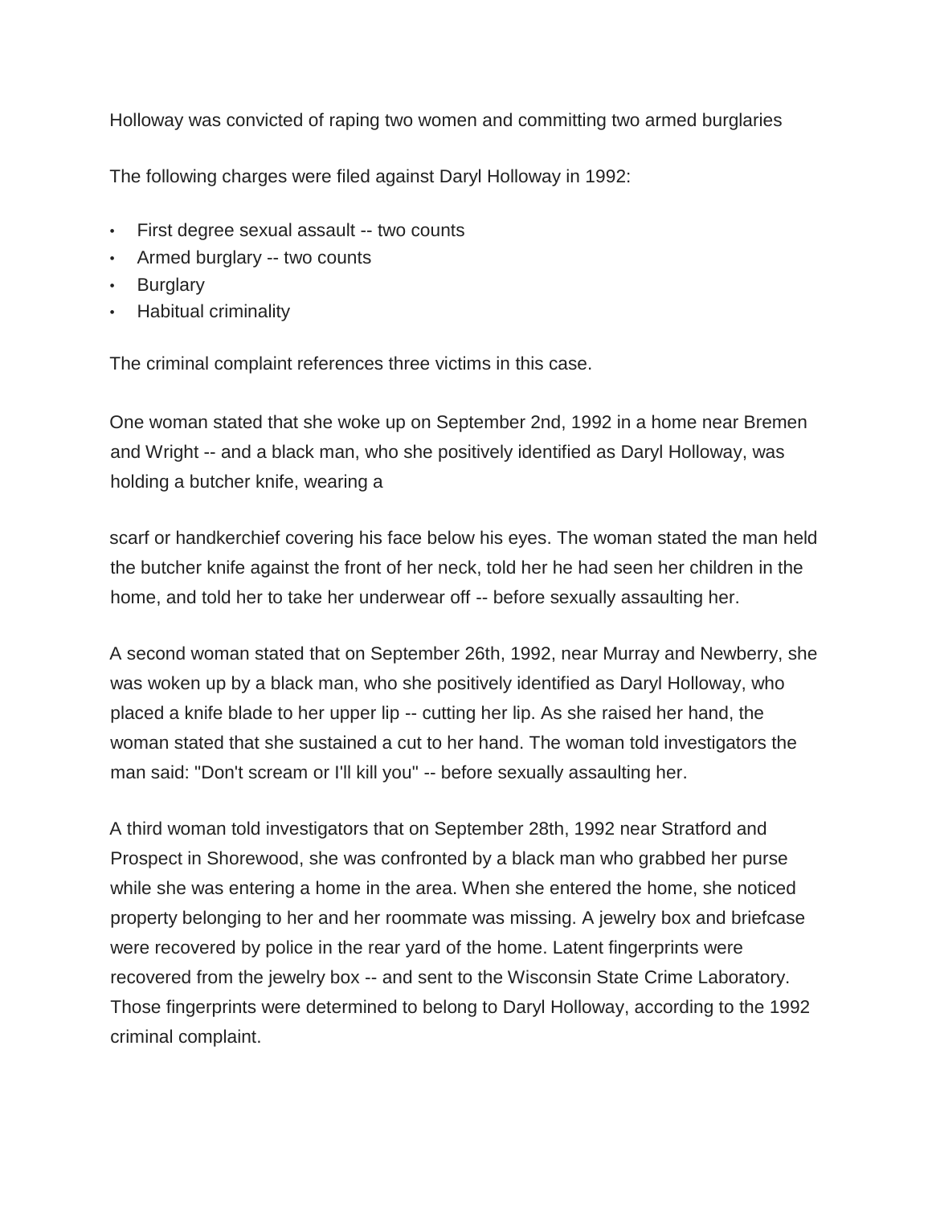Holloway was convicted of raping two women and committing two armed burglaries

The following charges were filed against Daryl Holloway in 1992:

- First degree sexual assault -- two counts
- Armed burglary -- two counts
- Burglary
- Habitual criminality

The criminal complaint references three victims in this case.

One woman stated that she woke up on September 2nd, 1992 in a home near Bremen and Wright -- and a black man, who she positively identified as Daryl Holloway, was holding a butcher knife, wearing a scarf or handkerchief covering his face below his eyes. The woman stated the man held the butcher knife against the front of her neck, told her he had seen her children in the home, and told her to take her underwear off -- before sexually assaulting her.

A second woman stated that on September 26th, 1992, near Murray and Newberry, she was woken up by a black man, who she positively identified as Daryl Holloway, who placed a knife blade to her upper lip -- cutting her lip. As she raised her hand, the woman stated that she sustained a cut to her hand. The woman told investigators the man said: "Don't scream or I'll kill you" -- before sexually assaulting her.

A third woman told investigators that on September 28th, 1992 near Stratford and Prospect in Shorewood, she was confronted by a black man who grabbed her purse while she was entering a home in the area. When she entered the home, she noticed property belonging to her and her roommate was missing. A jewelry box and briefcase were recovered by police in the rear yard of the home. Latent fingerprints were recovered from the jewelry box -- and sent to the Wisconsin State Crime Laboratory. Those fingerprints were determined to belong to Daryl Holloway, according to the 1992 criminal complaint.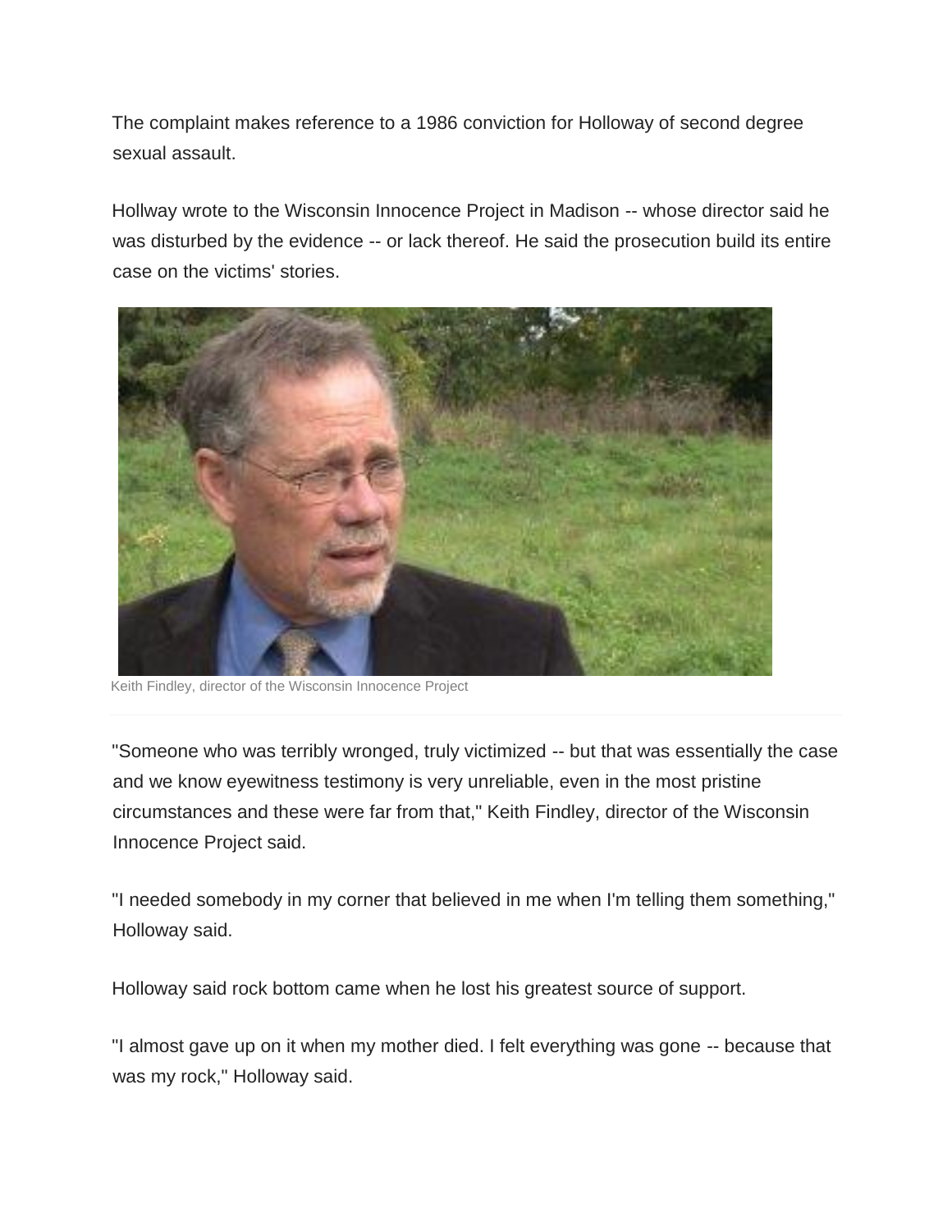The complaint makes reference to a 1986 conviction for Holloway of second degree sexual assault.

Hollway wrote to the Wisconsin Innocence Project in Madison -- whose director said he was disturbed by the evidence -- or lack thereof. He said the prosecution build its entire case on the victims' stories.

Keith Findley, director of the Wisconsin Innocence Project

"Someone who was terribly wronged, truly victimized -- but that was essentially the case and we know eyewitness testimony is very unreliable, even in the most pristine circumstances and these were far from that," Keith Findley, director of the Wisconsin Innocence Project said.

"I needed somebody in my corner that believed in me when I'm telling them something," Holloway said.

Holloway said rock bottom came when he lost his greatest source of support.

"I almost gave up on it when my mother died. I felt everything was gone -- because that was my rock," Holloway said.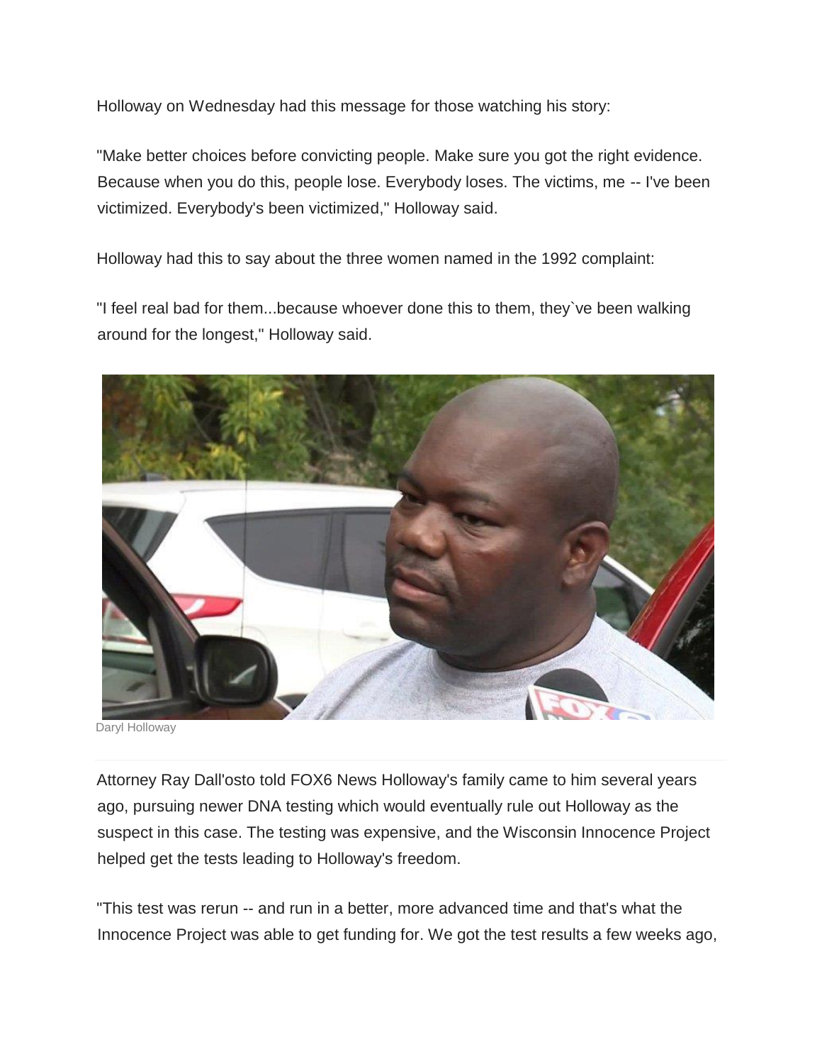Holloway on Wednesday had this message for those watching his story:

"Make better choices before convicting people. Make sure you got the right evidence. Because when you do this, people lose. Everybody loses. The victims, me -- I've been victimized. Everybody's been victimized," Holloway said.

Holloway had this to say about the three women named in the 1992 complaint:

"I feel real bad for them...because whoever done this to them, they`ve been walking around for the longest," Holloway said.

Daryl Holloway

Attorney Ray Dall'osto told FOX6 News Holloway's family came to him several years ago, pursuing newer DNA testing which would eventually rule out Holloway as the suspect in this case. The testing was expensive, and the Wisconsin Innocence Project helped get the tests leading to Holloway's freedom.

"This test was rerun -- and run in a better, more advanced time and that's what the Innocence Project was able to get funding for. We got the test results a few weeks ago,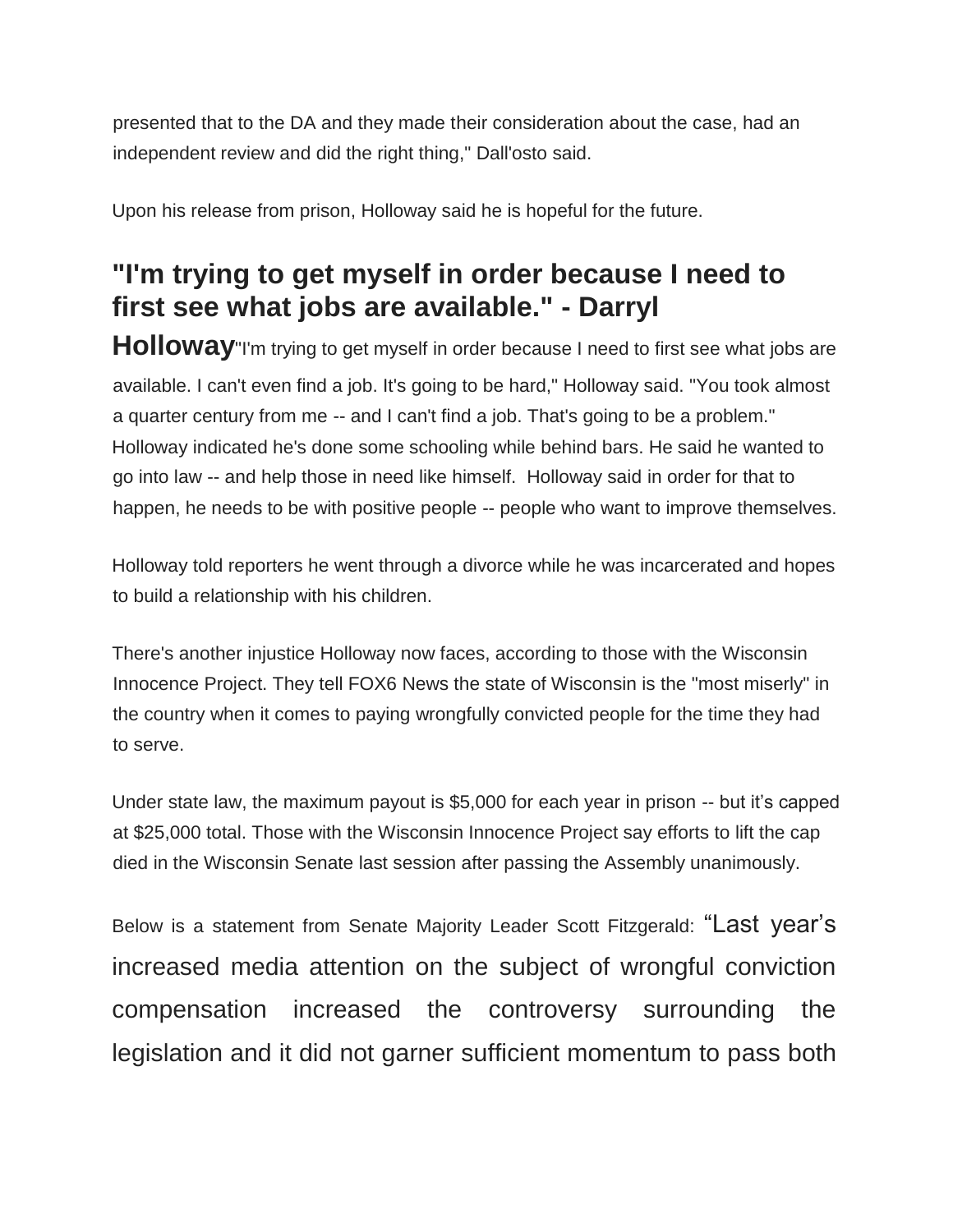presented that to the DA and they made their consideration about the case, had an independent review and did the right thing," Dall'osto said.

Upon his release from prison, Holloway said he is hopeful for the future.

## "I'm trying to get myself in order because I need to first see what jobs are available." - Darryl Holloway

"I'm trying to get myself in order because I need to first see what jobs are available. I can't even find a job. It's going to be hard," Holloway said. "You took almost a quarter century from me -- and I can't find a job. That's going to be a problem." Holloway indicated he's done some schooling while behind bars. He said he wanted to go into law -- and help those in need like himself. Holloway said in order for that to happen, he needs to be with positive people -- people who want to improve themselves.

Holloway told reporters he went through a divorce while he was incarcerated and hopes to build a relationship with his children.

There's another injustice Holloway now faces, according to those with the Wisconsin Innocence Project. They tell FOX6 News the state of Wisconsin is the "most miserly" in the country when it comes to paying wrongfully convicted people for the time they had to serve.

Under state law, the maximum payout is $5,000 for each year in prison -- but it's capped at $25,000 total. Those with the Wisconsin Innocence Project say efforts to lift the cap died in the Wisconsin Senate last session after passing the Assembly unanimously.

Below is a statement from Senate Majority Leader Scott Fitzgerald: "Last year's increased media attention on the subject of wrongful conviction compensation increased the controversy surrounding the legislation and it did not garner sufficient momentum to pass both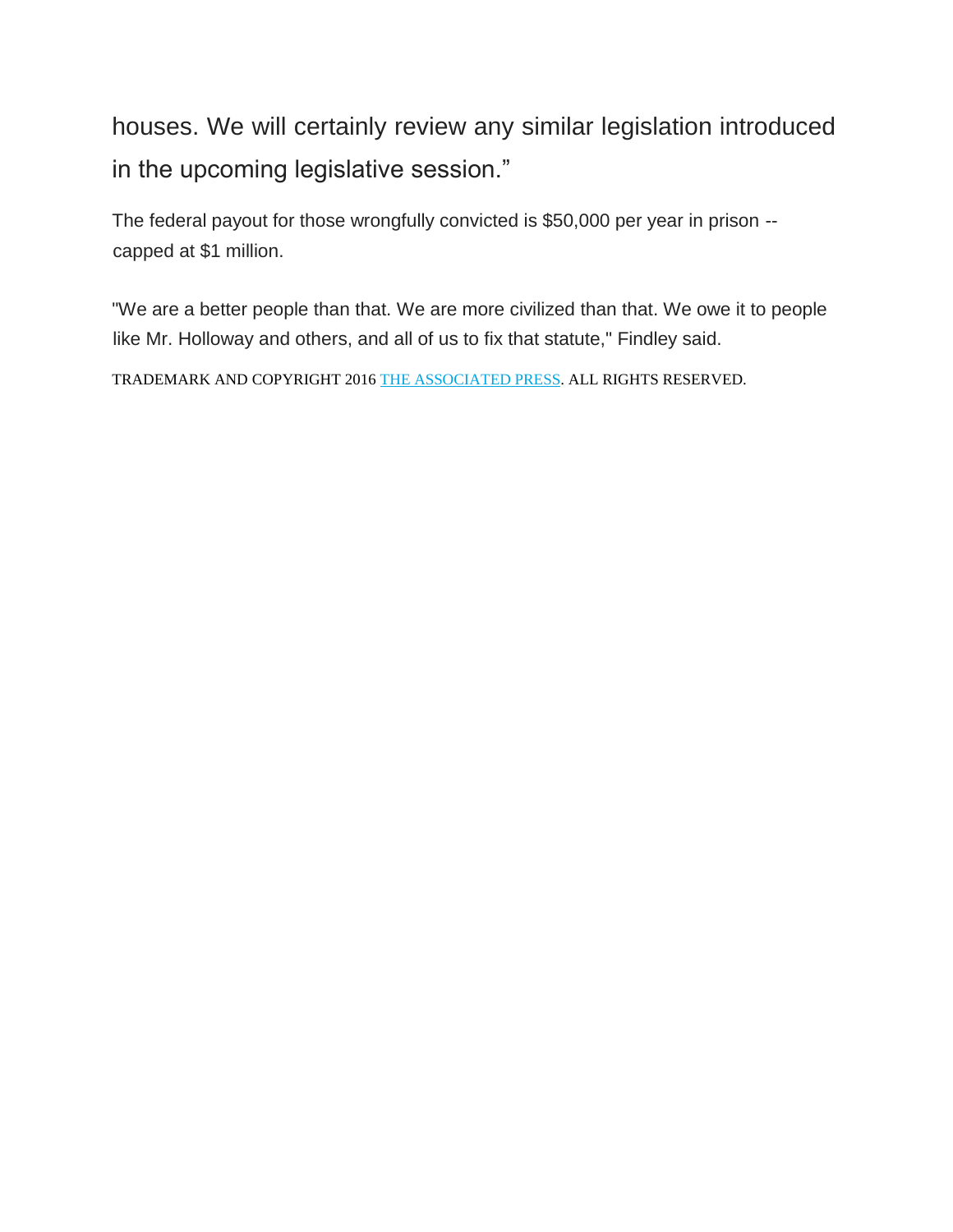houses. We will certainly review any similar legislation introduced in the upcoming legislative session."

The federal payout for those wrongfully convicted is $50,000 per year in prison -- capped at $1 million.

"We are a better people than that. We are more civilized than that. We owe it to people like Mr. Holloway and others, and all of us to fix that statute," Findley said.

TRADEMARK AND COPYRIGHT 2016 THE ASSOCIATED PRESS. ALL RIGHTS RESERVED.